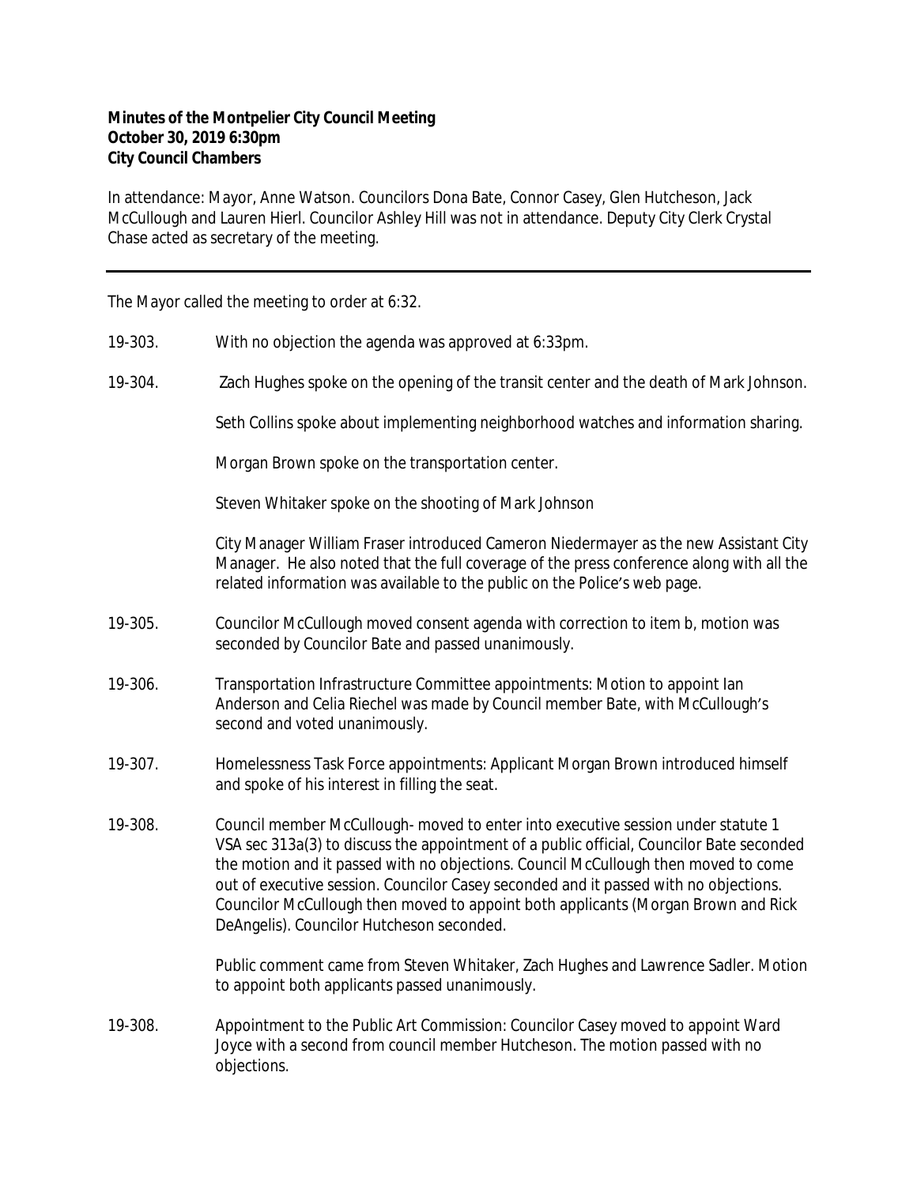**Minutes of the Montpelier City Council Meeting**
**October 30, 2019 6:30pm**
**City Council Chambers**

In attendance: Mayor, Anne Watson. Councilors Dona Bate, Connor Casey, Glen Hutcheson, Jack McCullough and Lauren Hierl. Councilor Ashley Hill was not in attendance. Deputy City Clerk Crystal Chase acted as secretary of the meeting.

---

The Mayor called the meeting to order at 6:32.

19-303. With no objection the agenda was approved at 6:33pm.

19-304. Zach Hughes spoke on the opening of the transit center and the death of Mark Johnson.

Seth Collins spoke about implementing neighborhood watches and information sharing.

Morgan Brown spoke on the transportation center.

Steven Whitaker spoke on the shooting of Mark Johnson

City Manager William Fraser introduced Cameron Niedermayer as the new Assistant City Manager. He also noted that the full coverage of the press conference along with all the related information was available to the public on the Police's web page.

19-305. Councilor McCullough moved consent agenda with correction to item b, motion was seconded by Councilor Bate and passed unanimously.

19-306. Transportation Infrastructure Committee appointments: Motion to appoint Ian Anderson and Celia Riechel was made by Council member Bate, with McCullough's second and voted unanimously.

19-307. Homelessness Task Force appointments: Applicant Morgan Brown introduced himself and spoke of his interest in filling the seat.

19-308. Council member McCullough- moved to enter into executive session under statute 1 VSA sec 313a(3) to discuss the appointment of a public official, Councilor Bate seconded the motion and it passed with no objections. Council McCullough then moved to come out of executive session. Councilor Casey seconded and it passed with no objections. Councilor McCullough then moved to appoint both applicants (Morgan Brown and Rick DeAngelis). Councilor Hutcheson seconded.

Public comment came from Steven Whitaker, Zach Hughes and Lawrence Sadler. Motion to appoint both applicants passed unanimously.

19-308. Appointment to the Public Art Commission: Councilor Casey moved to appoint Ward Joyce with a second from council member Hutcheson. The motion passed with no objections.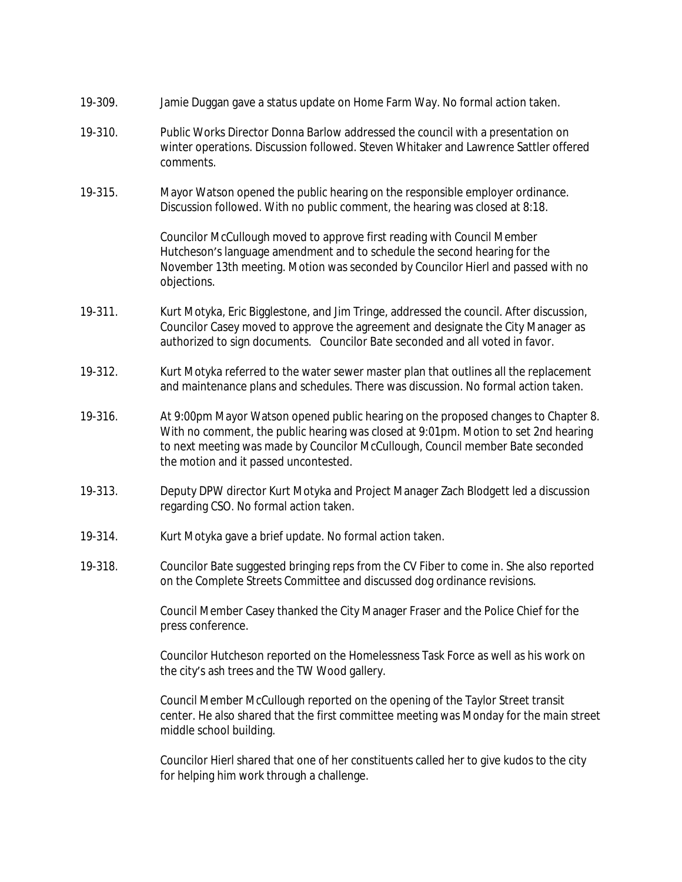19-309. Jamie Duggan gave a status update on Home Farm Way. No formal action taken.

19-310. Public Works Director Donna Barlow addressed the council with a presentation on winter operations. Discussion followed. Steven Whitaker and Lawrence Sattler offered comments.

19-315. Mayor Watson opened the public hearing on the responsible employer ordinance. Discussion followed. With no public comment, the hearing was closed at 8:18.

Councilor McCullough moved to approve first reading with Council Member Hutcheson's language amendment and to schedule the second hearing for the November 13th meeting. Motion was seconded by Councilor Hierl and passed with no objections.

19-311. Kurt Motyka, Eric Bigglestone, and Jim Tringe, addressed the council. After discussion, Councilor Casey moved to approve the agreement and designate the City Manager as authorized to sign documents. Councilor Bate seconded and all voted in favor.

19-312. Kurt Motyka referred to the water sewer master plan that outlines all the replacement and maintenance plans and schedules. There was discussion. No formal action taken.

19-316. At 9:00pm Mayor Watson opened public hearing on the proposed changes to Chapter 8. With no comment, the public hearing was closed at 9:01pm. Motion to set 2nd hearing to next meeting was made by Councilor McCullough, Council member Bate seconded the motion and it passed uncontested.

19-313. Deputy DPW director Kurt Motyka and Project Manager Zach Blodgett led a discussion regarding CSO. No formal action taken.

19-314. Kurt Motyka gave a brief update. No formal action taken.

19-318. Councilor Bate suggested bringing reps from the CV Fiber to come in. She also reported on the Complete Streets Committee and discussed dog ordinance revisions.

Council Member Casey thanked the City Manager Fraser and the Police Chief for the press conference.

Councilor Hutcheson reported on the Homelessness Task Force as well as his work on the city's ash trees and the TW Wood gallery.

Council Member McCullough reported on the opening of the Taylor Street transit center. He also shared that the first committee meeting was Monday for the main street middle school building.

Councilor Hierl shared that one of her constituents called her to give kudos to the city for helping him work through a challenge.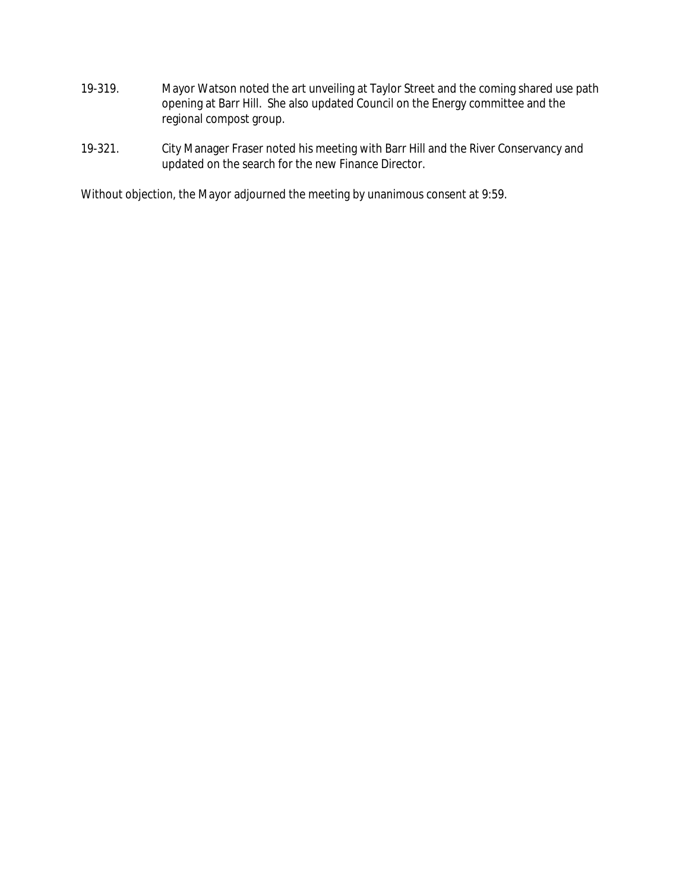19-319. Mayor Watson noted the art unveiling at Taylor Street and the coming shared use path opening at Barr Hill. She also updated Council on the Energy committee and the regional compost group.

19-321. City Manager Fraser noted his meeting with Barr Hill and the River Conservancy and updated on the search for the new Finance Director.

Without objection, the Mayor adjourned the meeting by unanimous consent at 9:59.